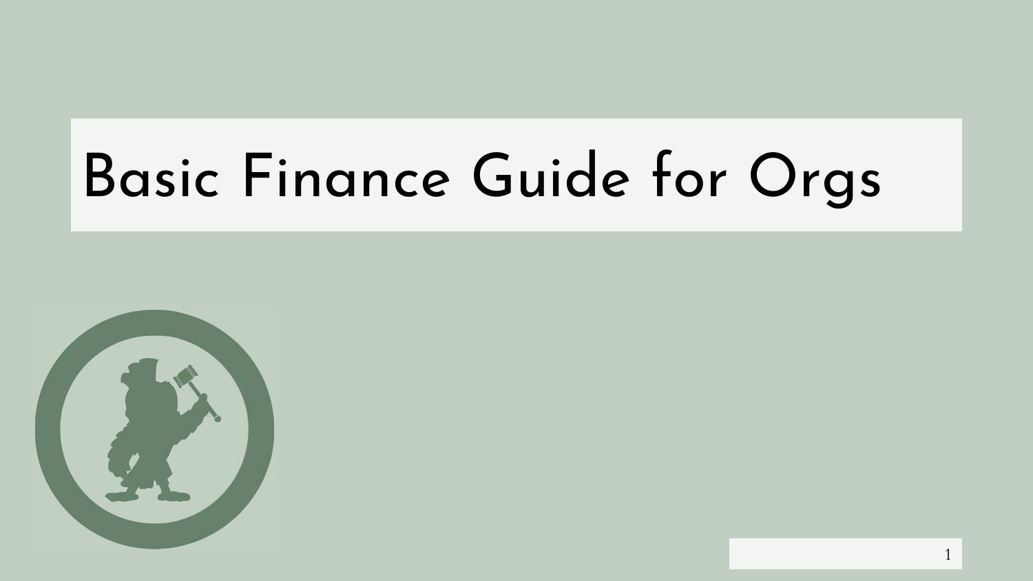# Basic Finance Guide for Orgs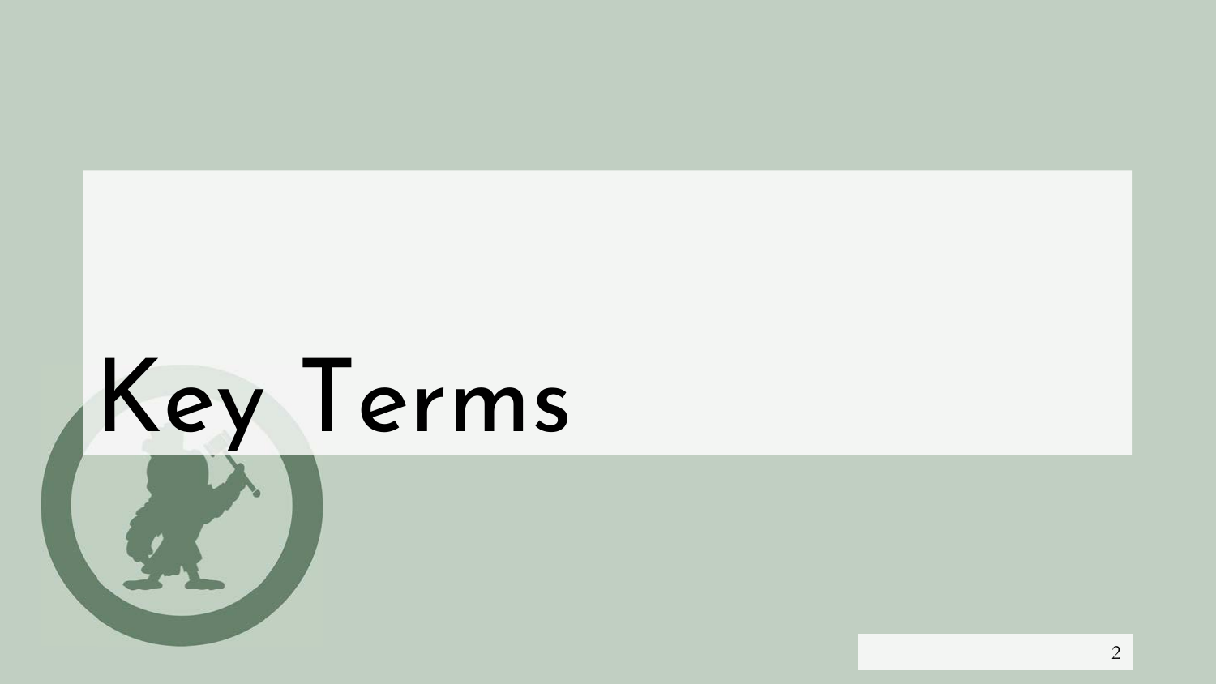# Key Terms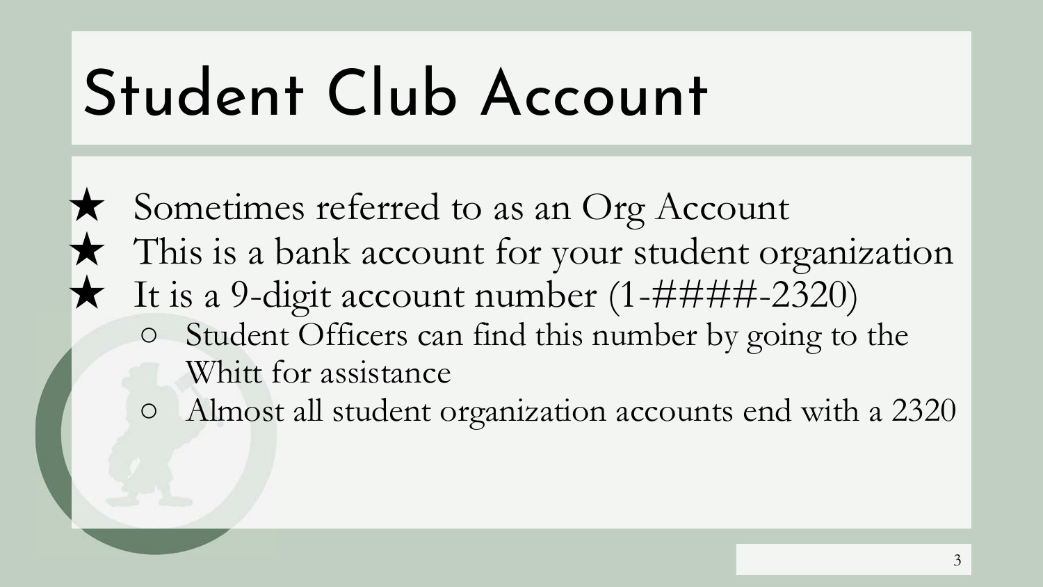# Student Club Account

- Sometimes referred to as an Org Account
- This is a bank account for your student organization
- It is a 9-digit account number (1-####-2320)
  - Student Officers can find this number by going to the Whitt for assistance
  - Almost all student organization accounts end with a 2320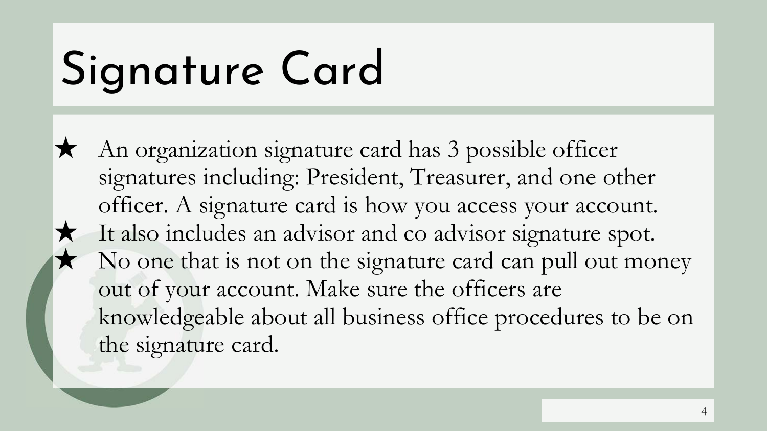# Signature Card

- An organization signature card has 3 possible officer signatures including: President, Treasurer, and one other officer. A signature card is how you access your account.
- It also includes an advisor and co advisor signature spot.
- No one that is not on the signature card can pull out money out of your account. Make sure the officers are knowledgeable about all business office procedures to be on the signature card.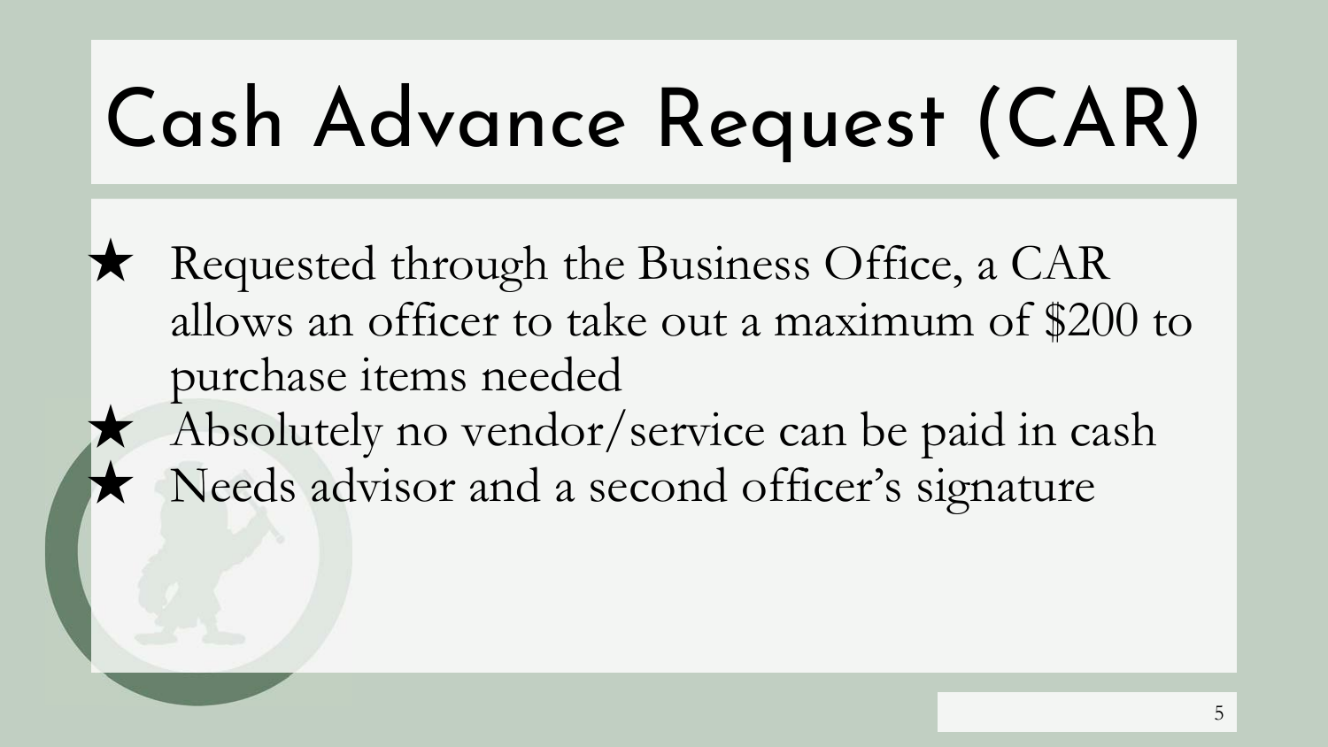# Cash Advance Request (CAR)

- Requested through the Business Office, a CAR allows an officer to take out a maximum of $200 to purchase items needed
- Absolutely no vendor/service can be paid in cash
- Needs advisor and a second officer's signature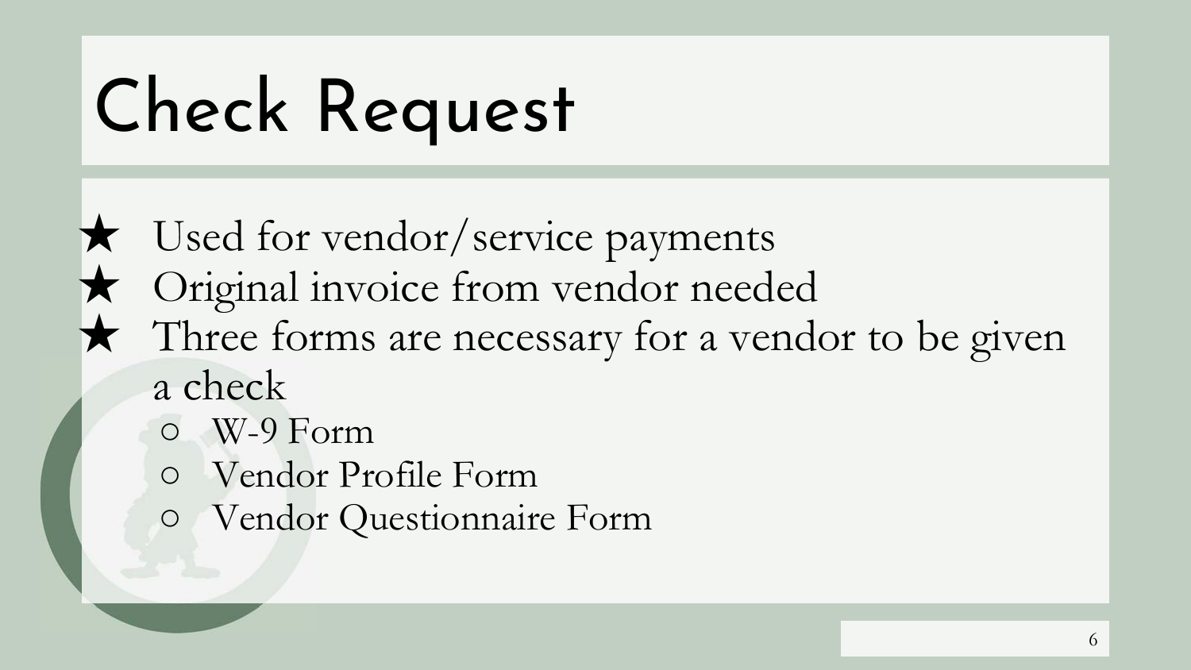# Check Request

- Used for vendor/service payments
- Original invoice from vendor needed
- Three forms are necessary for a vendor to be given a check
  - W-9 Form
  - Vendor Profile Form
  - Vendor Questionnaire Form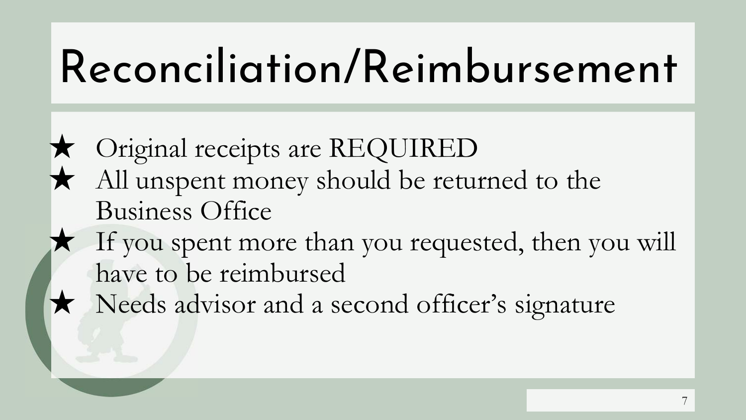# Reconciliation/Reimbursement

- ★ Original receipts are REQUIRED
- ★ All unspent money should be returned to the Business Office
- ★ If you spent more than you requested, then you will have to be reimbursed
- ★ Needs advisor and a second officer's signature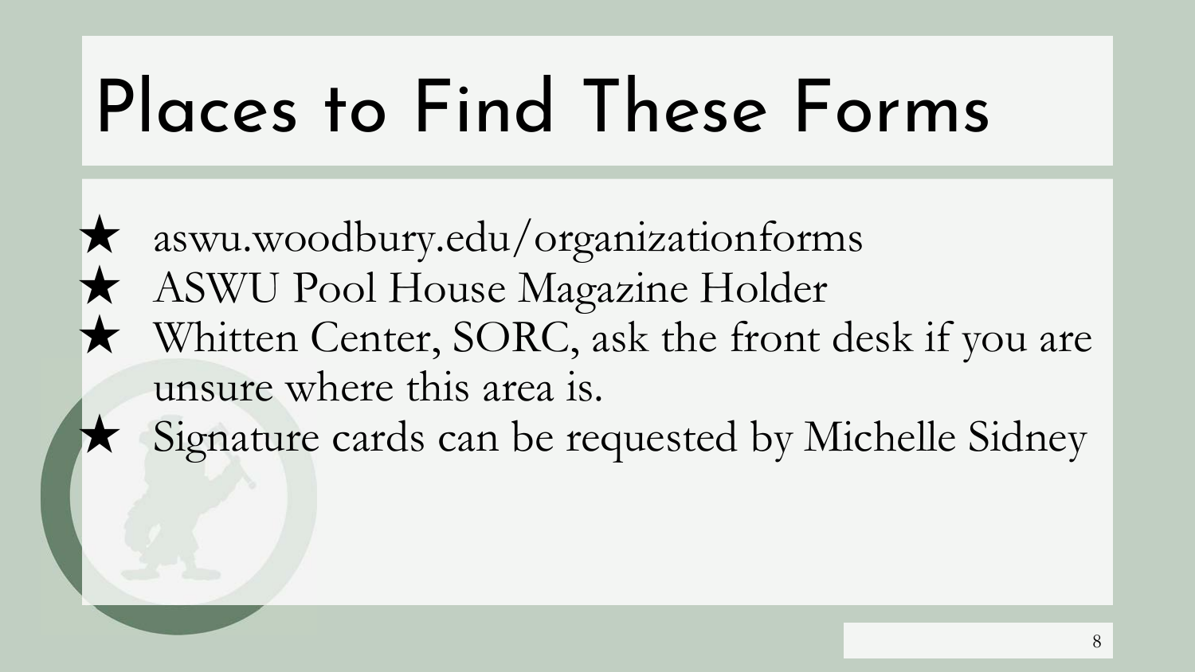# Places to Find These Forms

- aswu.woodbury.edu/organizationforms
- ASWU Pool House Magazine Holder
- Whitten Center, SORC, ask the front desk if you are unsure where this area is.
- Signature cards can be requested by Michelle Sidney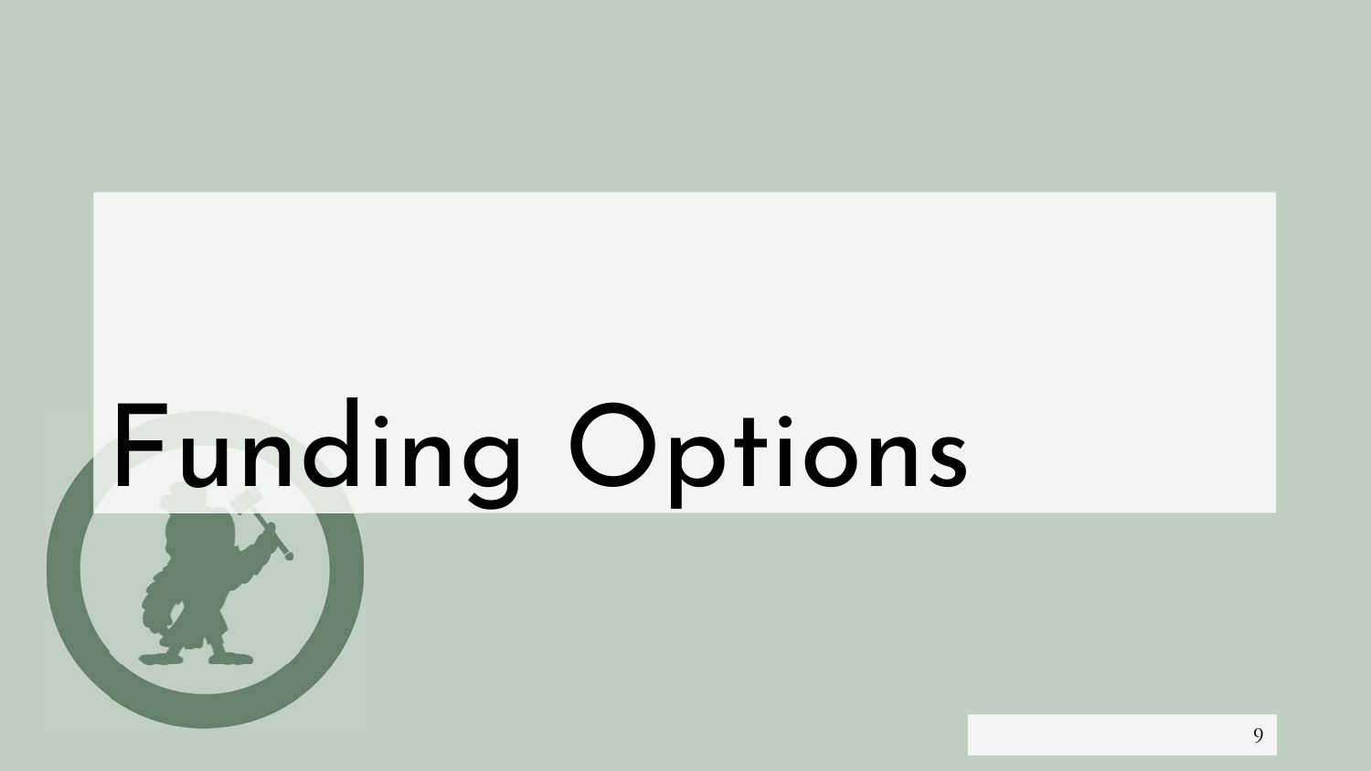# Funding Options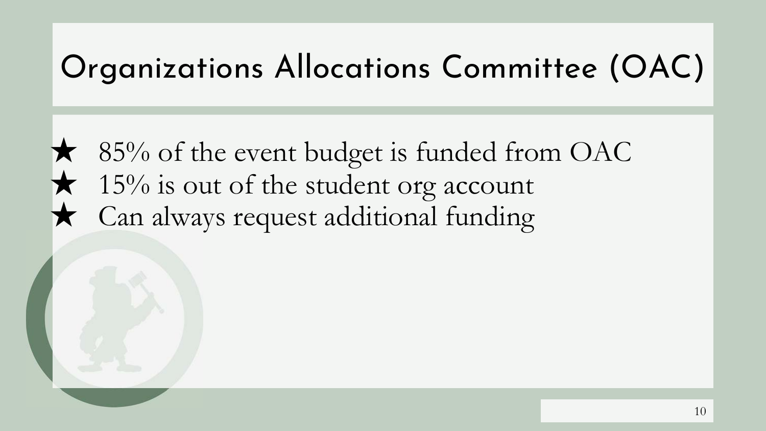# Organizations Allocations Committee (OAC)

- 85% of the event budget is funded from OAC
- 15% is out of the student org account
- Can always request additional funding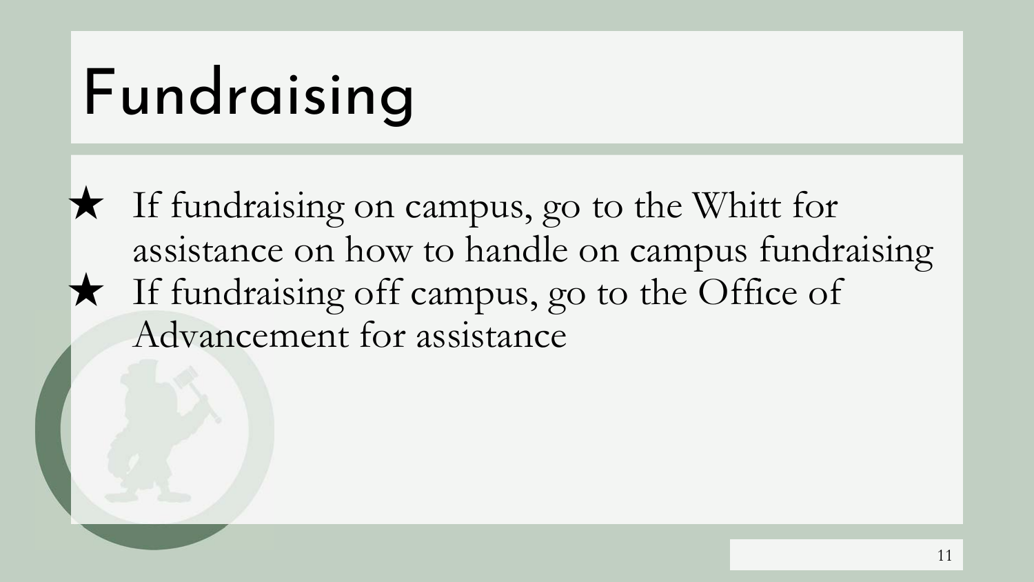# Fundraising

- ★ If fundraising on campus, go to the Whitt for assistance on how to handle on campus fundraising
- ★ If fundraising off campus, go to the Office of Advancement for assistance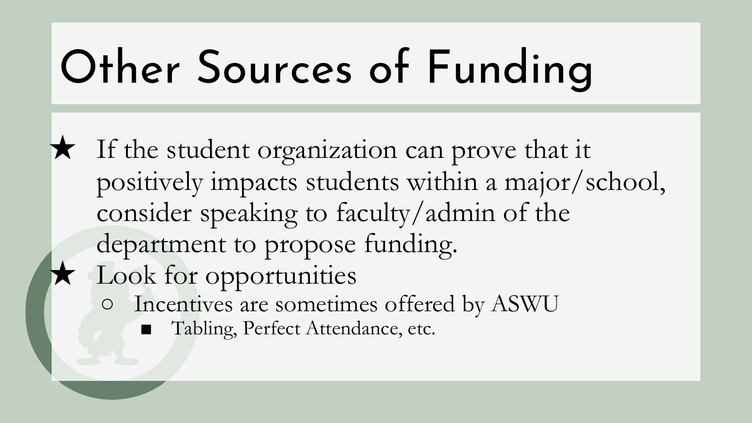# Other Sources of Funding

- If the student organization can prove that it positively impacts students within a major/school, consider speaking to faculty/admin of the department to propose funding.
- Look for opportunities
  - Incentives are sometimes offered by ASWU
    - Tabling, Perfect Attendance, etc.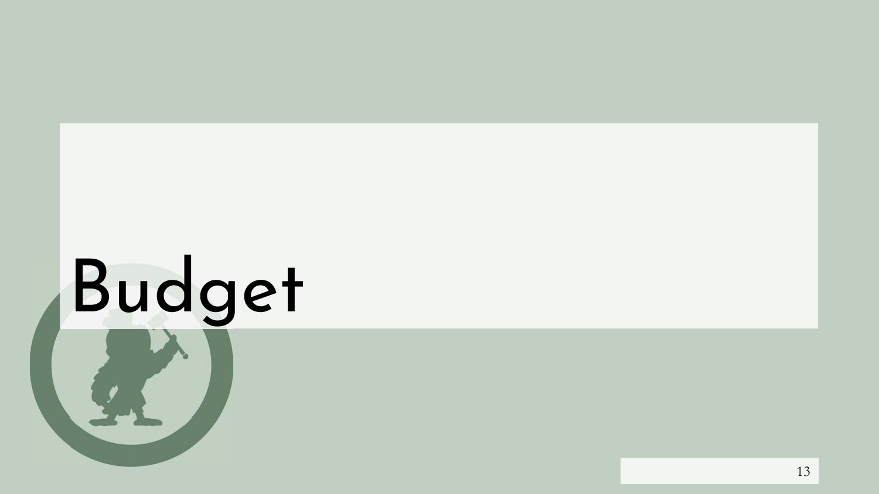# Budget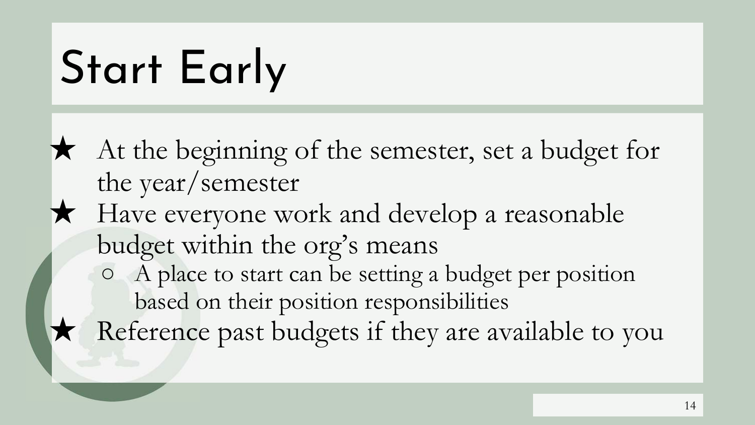# Start Early

- At the beginning of the semester, set a budget for the year/semester
- Have everyone work and develop a reasonable budget within the org's means
  - A place to start can be setting a budget per position based on their position responsibilities
- Reference past budgets if they are available to you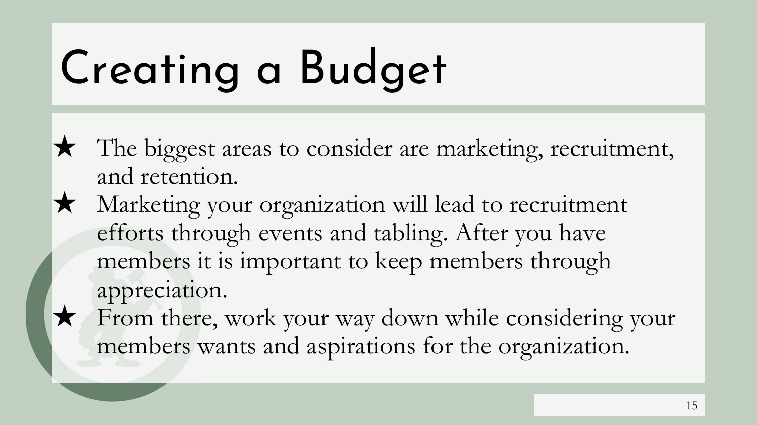# Creating a Budget

- ★ The biggest areas to consider are marketing, recruitment, and retention.
- ★ Marketing your organization will lead to recruitment efforts through events and tabling. After you have members it is important to keep members through appreciation.
- ★ From there, work your way down while considering your members wants and aspirations for the organization.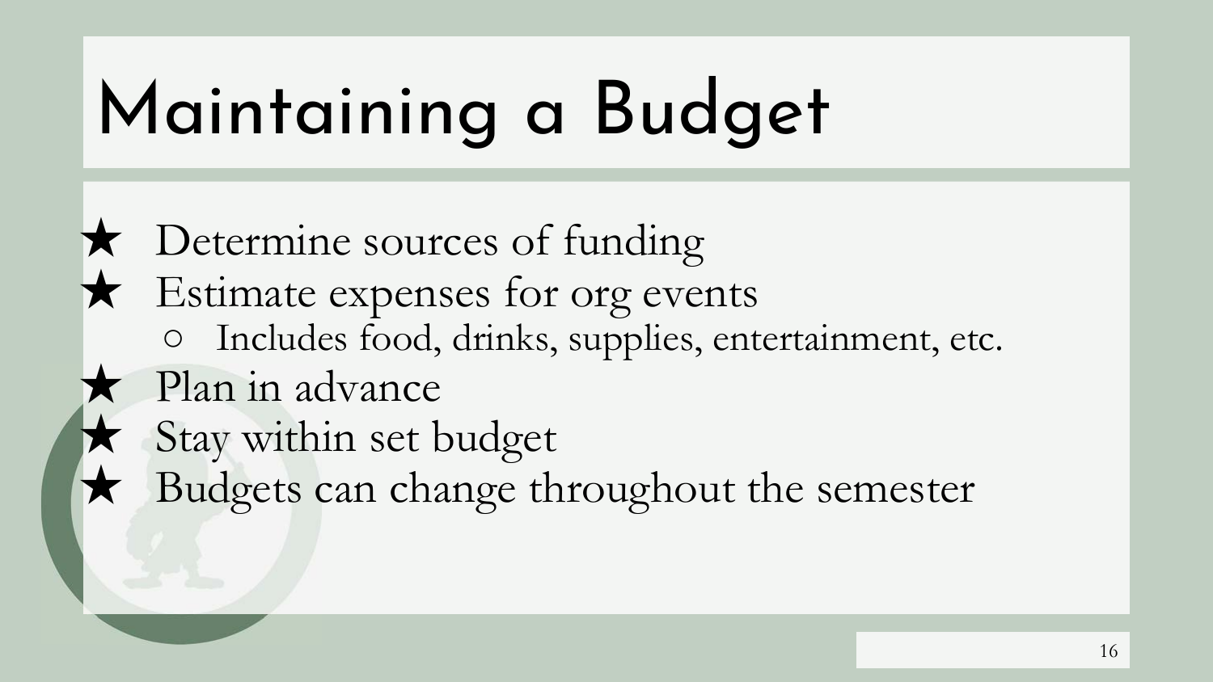# Maintaining a Budget

- Determine sources of funding
- Estimate expenses for org events
  - Includes food, drinks, supplies, entertainment, etc.
- Plan in advance
- Stay within set budget
- Budgets can change throughout the semester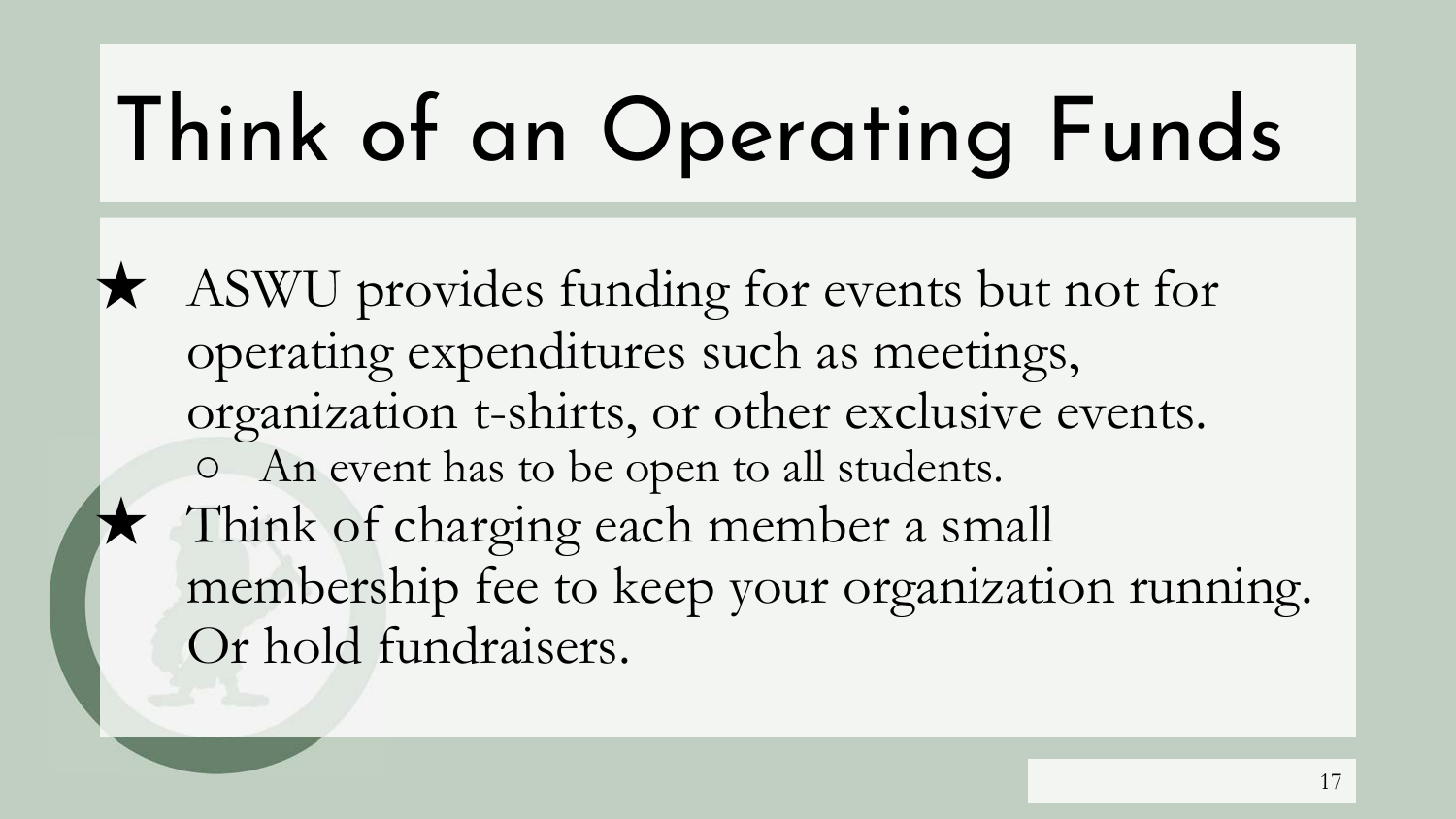# Think of an Operating Funds

- ASWU provides funding for events but not for operating expenditures such as meetings, organization t-shirts, or other exclusive events.
  - An event has to be open to all students.
- Think of charging each member a small membership fee to keep your organization running. Or hold fundraisers.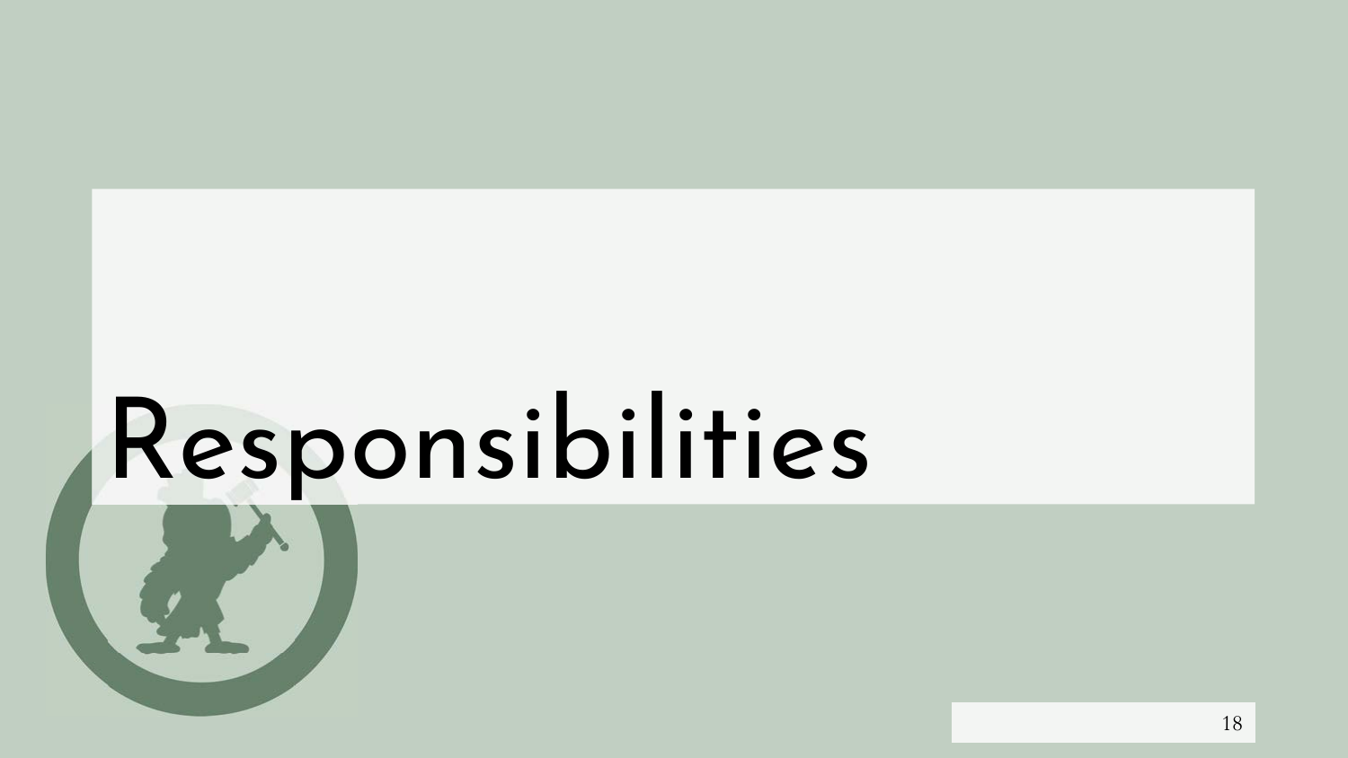# Responsibilities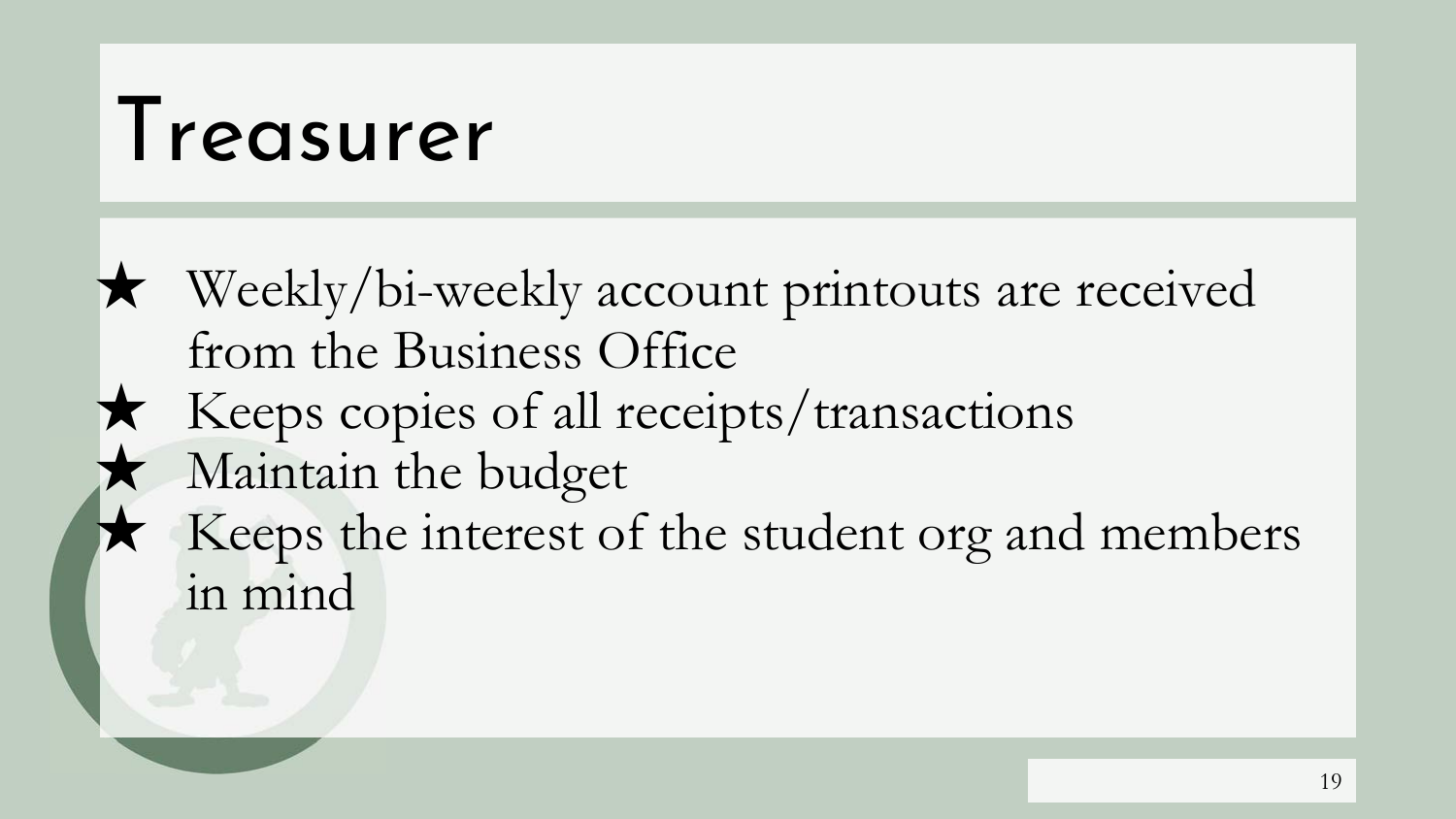# Treasurer

- Weekly/bi-weekly account printouts are received from the Business Office
- Keeps copies of all receipts/transactions
- Maintain the budget
- Keeps the interest of the student org and members in mind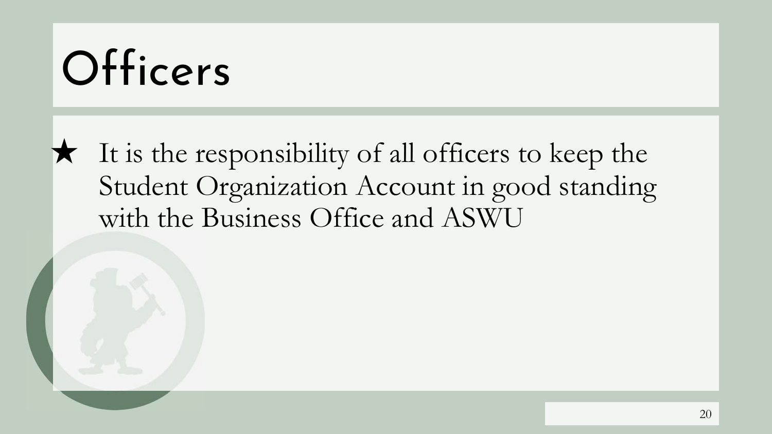# Officers

★ It is the responsibility of all officers to keep the Student Organization Account in good standing with the Business Office and ASWU